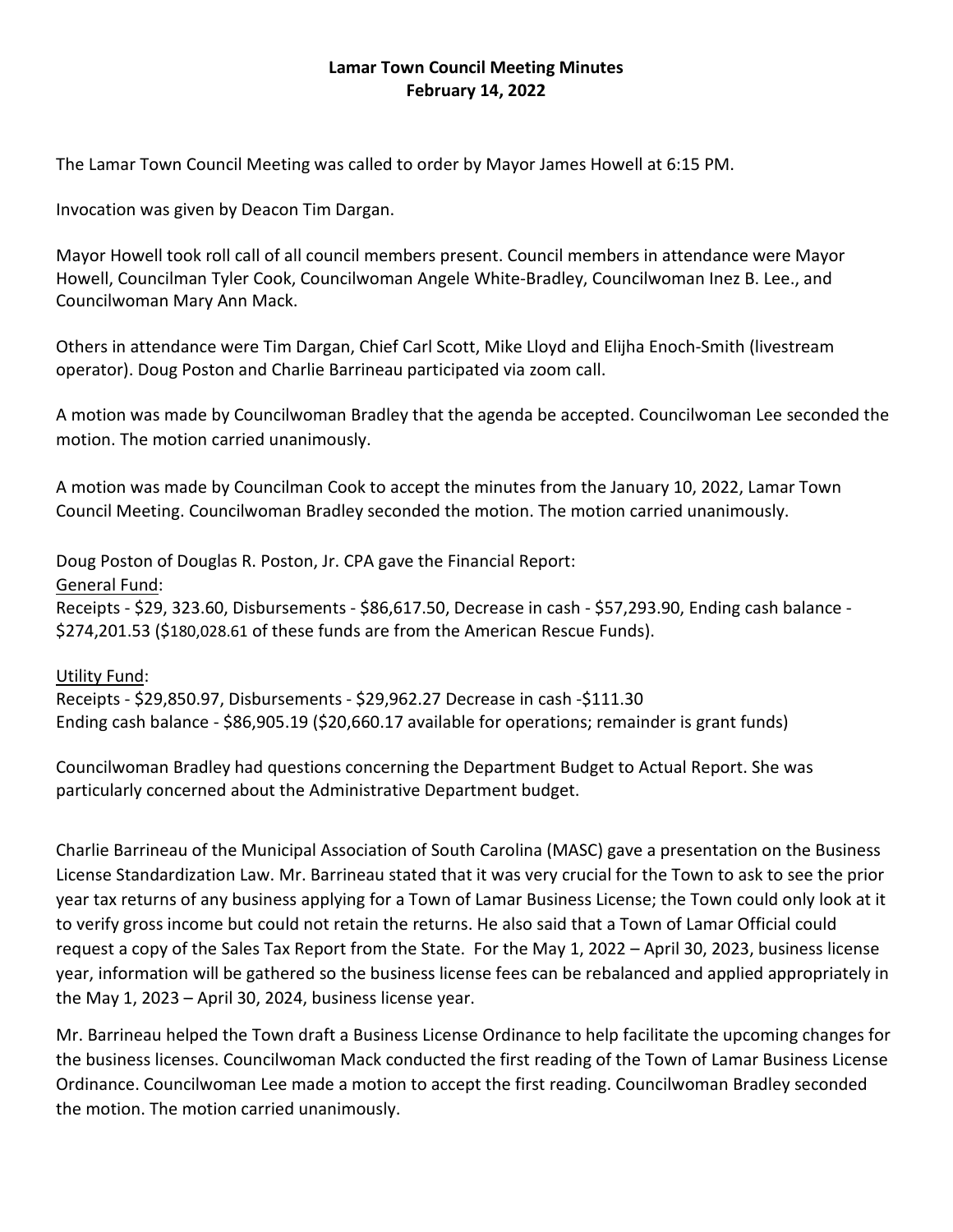# Lamar Town Council Meeting Minutes
## February 14, 2022

The Lamar Town Council Meeting was called to order by Mayor James Howell at 6:15 PM.

Invocation was given by Deacon Tim Dargan.

Mayor Howell took roll call of all council members present. Council members in attendance were Mayor Howell, Councilman Tyler Cook, Councilwoman Angele White-Bradley, Councilwoman Inez B. Lee., and Councilwoman Mary Ann Mack.

Others in attendance were Tim Dargan, Chief Carl Scott, Mike Lloyd and Elijha Enoch-Smith (livestream operator). Doug Poston and Charlie Barrineau participated via zoom call.

A motion was made by Councilwoman Bradley that the agenda be accepted. Councilwoman Lee seconded the motion. The motion carried unanimously.

A motion was made by Councilman Cook to accept the minutes from the January 10, 2022, Lamar Town Council Meeting. Councilwoman Bradley seconded the motion. The motion carried unanimously.

Doug Poston of Douglas R. Poston, Jr. CPA gave the Financial Report:

<u>General Fund</u>:

Receipts - $29, 323.60, Disbursements - $86,617.50, Decrease in cash - $57,293.90, Ending cash balance - $274,201.53 ($180,028.61 of these funds are from the American Rescue Funds).

<u>Utility Fund</u>:

Receipts - $29,850.97, Disbursements - $29,962.27 Decrease in cash -$111.30
Ending cash balance - $86,905.19 ($20,660.17 available for operations; remainder is grant funds)

Councilwoman Bradley had questions concerning the Department Budget to Actual Report. She was particularly concerned about the Administrative Department budget.

Charlie Barrineau of the Municipal Association of South Carolina (MASC) gave a presentation on the Business License Standardization Law. Mr. Barrineau stated that it was very crucial for the Town to ask to see the prior year tax returns of any business applying for a Town of Lamar Business License; the Town could only look at it to verify gross income but could not retain the returns. He also said that a Town of Lamar Official could request a copy of the Sales Tax Report from the State. For the May 1, 2022 – April 30, 2023, business license year, information will be gathered so the business license fees can be rebalanced and applied appropriately in the May 1, 2023 – April 30, 2024, business license year.

Mr. Barrineau helped the Town draft a Business License Ordinance to help facilitate the upcoming changes for the business licenses. Councilwoman Mack conducted the first reading of the Town of Lamar Business License Ordinance. Councilwoman Lee made a motion to accept the first reading. Councilwoman Bradley seconded the motion. The motion carried unanimously.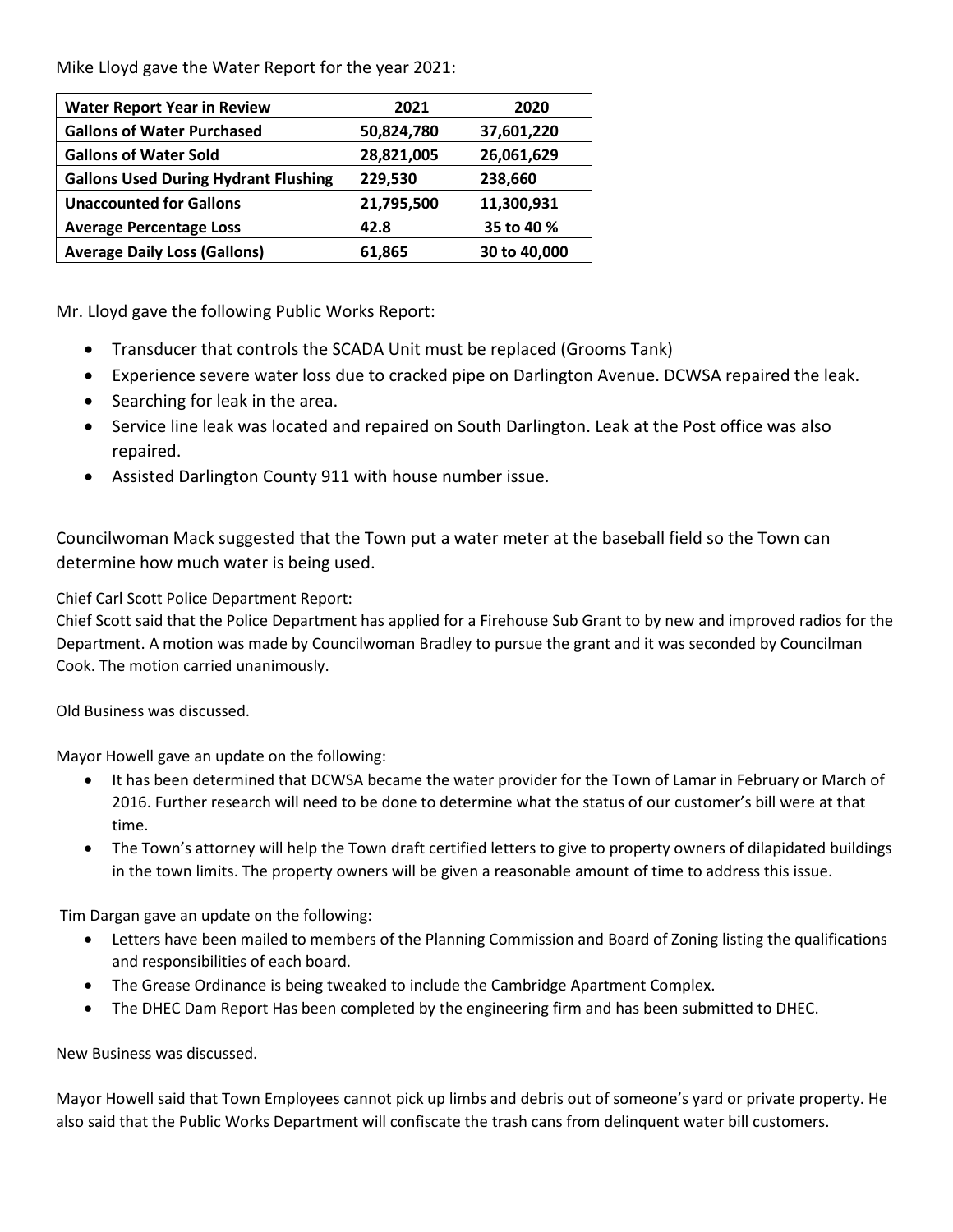Mike Lloyd gave the Water Report for the year 2021:

| Water Report Year in Review | 2021 | 2020 |
|---|---|---|
| **Gallons of Water Purchased** | **50,824,780** | **37,601,220** |
| **Gallons of Water Sold** | **28,821,005** | **26,061,629** |
| **Gallons Used During Hydrant Flushing** | **229,530** | **238,660** |
| **Unaccounted for Gallons** | **21,795,500** | **11,300,931** |
| **Average Percentage Loss** | **42.8** | **35 to 40 %** |
| **Average Daily Loss (Gallons)** | **61,865** | **30 to 40,000** |

Mr. Lloyd gave the following Public Works Report:

- Transducer that controls the SCADA Unit must be replaced (Grooms Tank)
- Experience severe water loss due to cracked pipe on Darlington Avenue. DCWSA repaired the leak.
- Searching for leak in the area.
- Service line leak was located and repaired on South Darlington. Leak at the Post office was also repaired.
- Assisted Darlington County 911 with house number issue.

Councilwoman Mack suggested that the Town put a water meter at the baseball field so the Town can determine how much water is being used.

Chief Carl Scott Police Department Report:
Chief Scott said that the Police Department has applied for a Firehouse Sub Grant to by new and improved radios for the Department. A motion was made by Councilwoman Bradley to pursue the grant and it was seconded by Councilman Cook. The motion carried unanimously.

Old Business was discussed.

Mayor Howell gave an update on the following:

- It has been determined that DCWSA became the water provider for the Town of Lamar in February or March of 2016. Further research will need to be done to determine what the status of our customer's bill were at that time.
- The Town's attorney will help the Town draft certified letters to give to property owners of dilapidated buildings in the town limits. The property owners will be given a reasonable amount of time to address this issue.

Tim Dargan gave an update on the following:

- Letters have been mailed to members of the Planning Commission and Board of Zoning listing the qualifications and responsibilities of each board.
- The Grease Ordinance is being tweaked to include the Cambridge Apartment Complex.
- The DHEC Dam Report Has been completed by the engineering firm and has been submitted to DHEC.

New Business was discussed.

Mayor Howell said that Town Employees cannot pick up limbs and debris out of someone's yard or private property. He also said that the Public Works Department will confiscate the trash cans from delinquent water bill customers.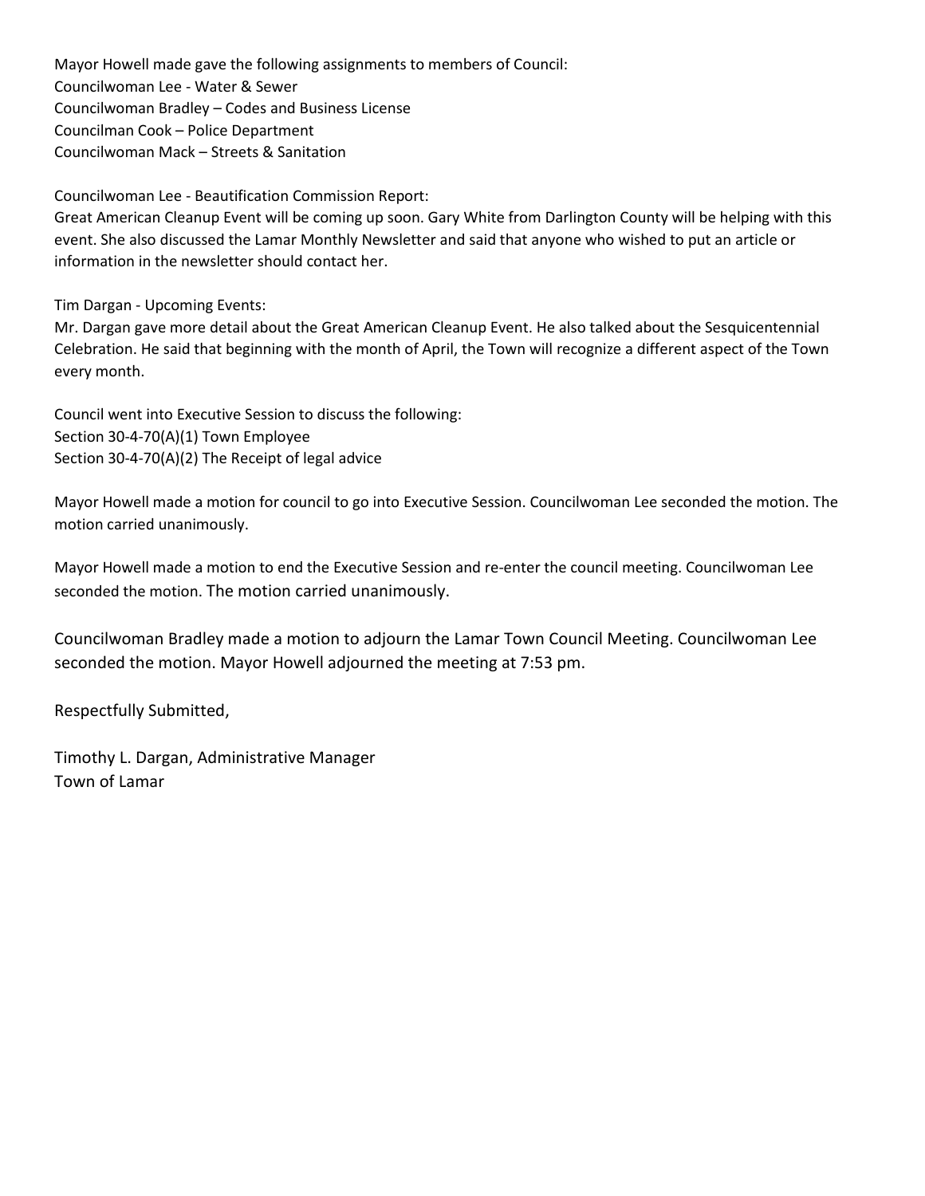Mayor Howell made gave the following assignments to members of Council:
Councilwoman Lee - Water & Sewer
Councilwoman Bradley – Codes and Business License
Councilman Cook – Police Department
Councilwoman Mack – Streets & Sanitation

Councilwoman Lee - Beautification Commission Report:
Great American Cleanup Event will be coming up soon. Gary White from Darlington County will be helping with this event. She also discussed the Lamar Monthly Newsletter and said that anyone who wished to put an article or information in the newsletter should contact her.

Tim Dargan - Upcoming Events:
Mr. Dargan gave more detail about the Great American Cleanup Event. He also talked about the Sesquicentennial Celebration. He said that beginning with the month of April, the Town will recognize a different aspect of the Town every month.

Council went into Executive Session to discuss the following:
Section 30-4-70(A)(1) Town Employee
Section 30-4-70(A)(2) The Receipt of legal advice

Mayor Howell made a motion for council to go into Executive Session. Councilwoman Lee seconded the motion. The motion carried unanimously.

Mayor Howell made a motion to end the Executive Session and re-enter the council meeting. Councilwoman Lee seconded the motion. The motion carried unanimously.

Councilwoman Bradley made a motion to adjourn the Lamar Town Council Meeting. Councilwoman Lee seconded the motion. Mayor Howell adjourned the meeting at 7:53 pm.

Respectfully Submitted,

Timothy L. Dargan, Administrative Manager
Town of Lamar